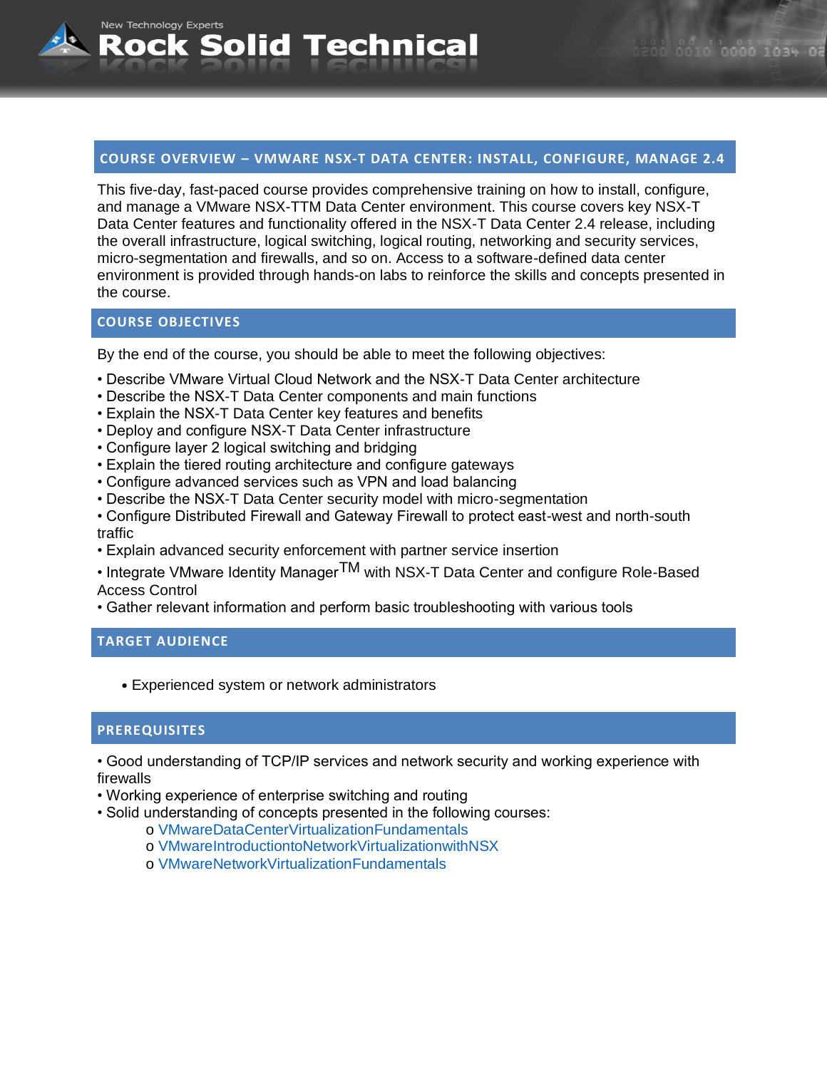New Technology Experts
# Rock Solid Technical

## COURSE OVERVIEW – VMWARE NSX-T DATA CENTER: INSTALL, CONFIGURE, MANAGE 2.4

This five-day, fast-paced course provides comprehensive training on how to install, configure, and manage a VMware NSX-TTM Data Center environment. This course covers key NSX-T Data Center features and functionality offered in the NSX-T Data Center 2.4 release, including the overall infrastructure, logical switching, logical routing, networking and security services, micro-segmentation and firewalls, and so on. Access to a software-defined data center environment is provided through hands-on labs to reinforce the skills and concepts presented in the course.

## COURSE OBJECTIVES

By the end of the course, you should be able to meet the following objectives:

- Describe VMware Virtual Cloud Network and the NSX-T Data Center architecture
- Describe the NSX-T Data Center components and main functions
- Explain the NSX-T Data Center key features and benefits
- Deploy and configure NSX-T Data Center infrastructure
- Configure layer 2 logical switching and bridging
- Explain the tiered routing architecture and configure gateways
- Configure advanced services such as VPN and load balancing
- Describe the NSX-T Data Center security model with micro-segmentation
- Configure Distributed Firewall and Gateway Firewall to protect east-west and north-south traffic
- Explain advanced security enforcement with partner service insertion
- Integrate VMware Identity Manager™ with NSX-T Data Center and configure Role-Based Access Control
- Gather relevant information and perform basic troubleshooting with various tools

## TARGET AUDIENCE

- Experienced system or network administrators

## PREREQUISITES

- Good understanding of TCP/IP services and network security and working experience with firewalls
- Working experience of enterprise switching and routing
- Solid understanding of concepts presented in the following courses:
  - VMwareDataCenterVirtualizationFundamentals
  - VMwareIntroductiontoNetworkVirtualizationwithNSX
  - VMwareNetworkVirtualizationFundamentals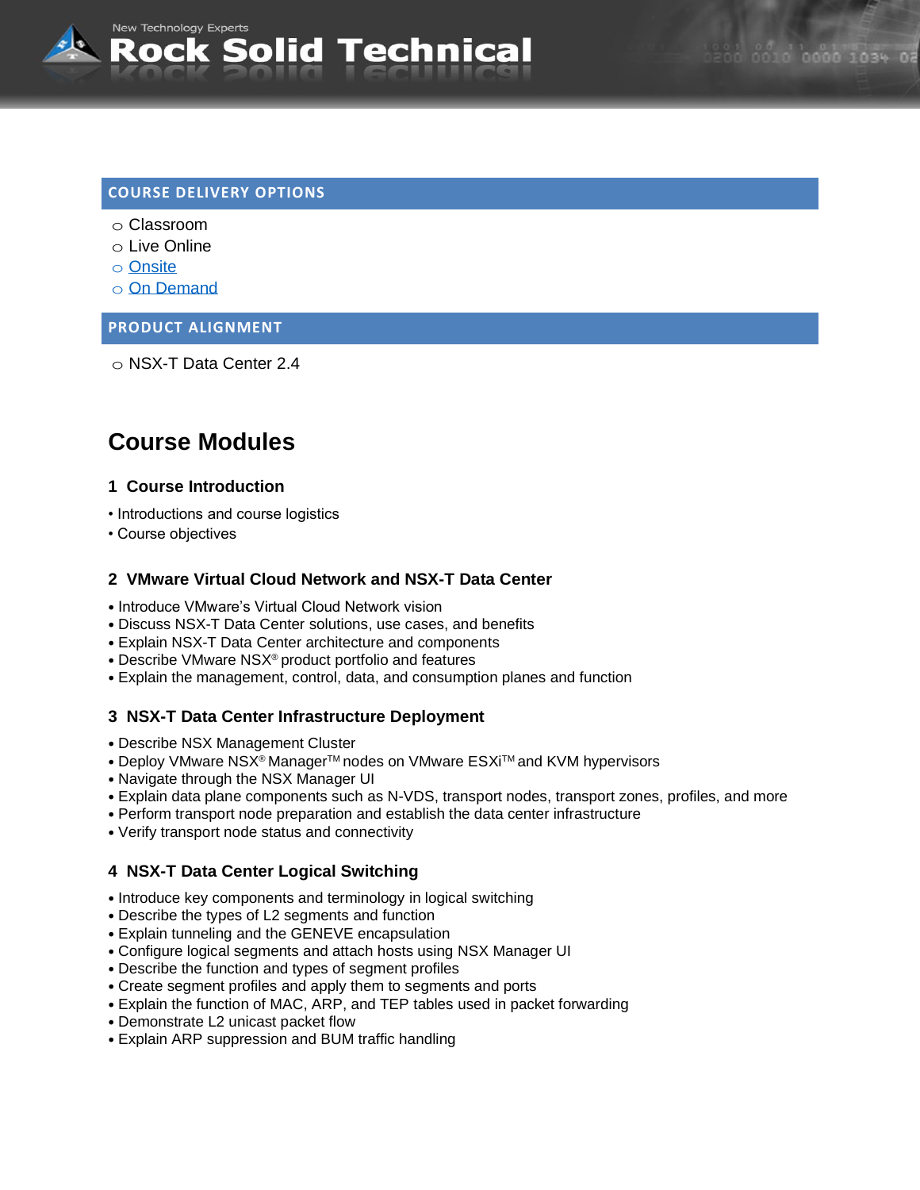## COURSE DELIVERY OPTIONS

- Classroom
- Live Online
- Onsite
- On Demand

## PRODUCT ALIGNMENT

- NSX-T Data Center 2.4

# Course Modules

### 1 Course Introduction

- Introductions and course logistics
- Course objectives

### 2 VMware Virtual Cloud Network and NSX-T Data Center

- Introduce VMware's Virtual Cloud Network vision
- Discuss NSX-T Data Center solutions, use cases, and benefits
- Explain NSX-T Data Center architecture and components
- Describe VMware NSX® product portfolio and features
- Explain the management, control, data, and consumption planes and function

### 3 NSX-T Data Center Infrastructure Deployment

- Describe NSX Management Cluster
- Deploy VMware NSX® Manager™ nodes on VMware ESXi™ and KVM hypervisors
- Navigate through the NSX Manager UI
- Explain data plane components such as N-VDS, transport nodes, transport zones, profiles, and more
- Perform transport node preparation and establish the data center infrastructure
- Verify transport node status and connectivity

### 4 NSX-T Data Center Logical Switching

- Introduce key components and terminology in logical switching
- Describe the types of L2 segments and function
- Explain tunneling and the GENEVE encapsulation
- Configure logical segments and attach hosts using NSX Manager UI
- Describe the function and types of segment profiles
- Create segment profiles and apply them to segments and ports
- Explain the function of MAC, ARP, and TEP tables used in packet forwarding
- Demonstrate L2 unicast packet flow
- Explain ARP suppression and BUM traffic handling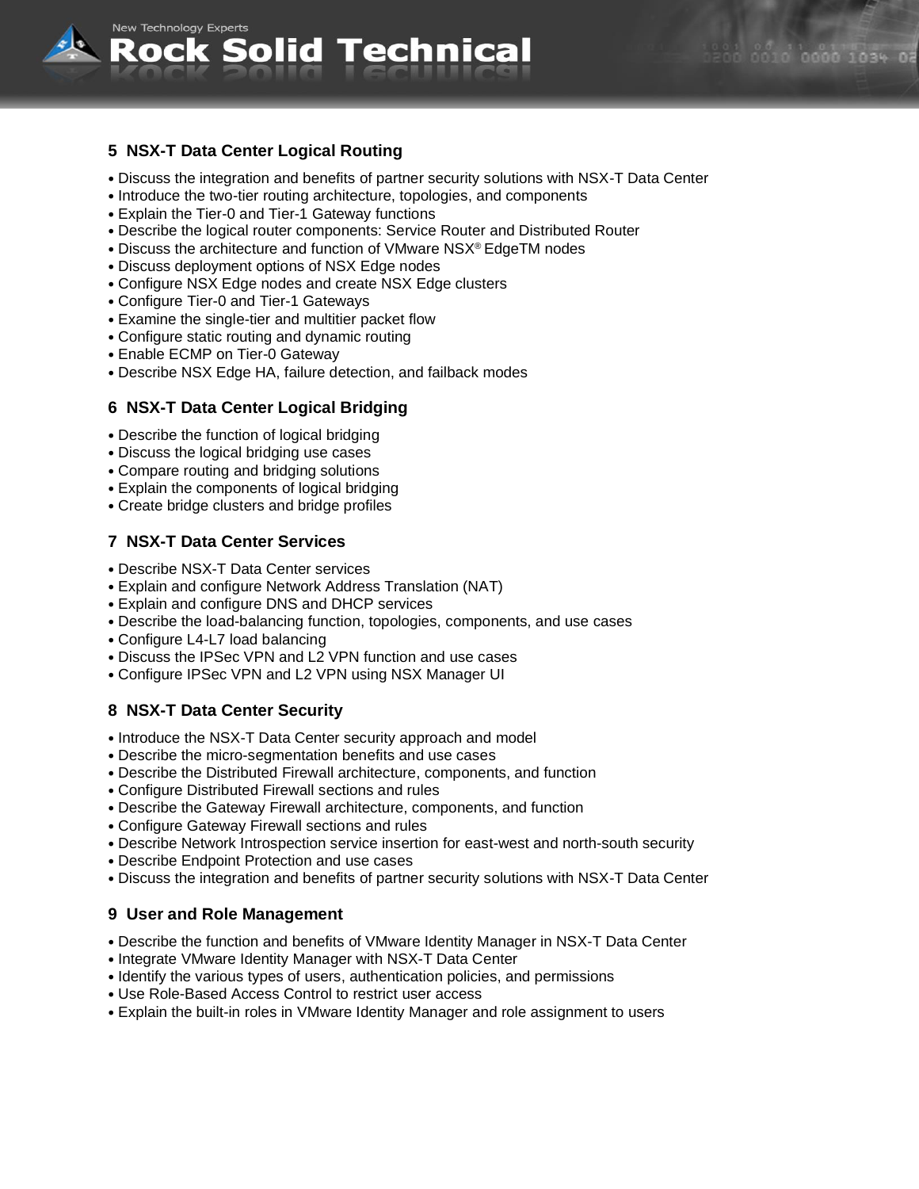## 5 NSX-T Data Center Logical Routing

- Discuss the integration and benefits of partner security solutions with NSX-T Data Center
- Introduce the two-tier routing architecture, topologies, and components
- Explain the Tier-0 and Tier-1 Gateway functions
- Describe the logical router components: Service Router and Distributed Router
- Discuss the architecture and function of VMware NSX® EdgeTM nodes
- Discuss deployment options of NSX Edge nodes
- Configure NSX Edge nodes and create NSX Edge clusters
- Configure Tier-0 and Tier-1 Gateways
- Examine the single-tier and multitier packet flow
- Configure static routing and dynamic routing
- Enable ECMP on Tier-0 Gateway
- Describe NSX Edge HA, failure detection, and failback modes

## 6 NSX-T Data Center Logical Bridging

- Describe the function of logical bridging
- Discuss the logical bridging use cases
- Compare routing and bridging solutions
- Explain the components of logical bridging
- Create bridge clusters and bridge profiles

## 7 NSX-T Data Center Services

- Describe NSX-T Data Center services
- Explain and configure Network Address Translation (NAT)
- Explain and configure DNS and DHCP services
- Describe the load-balancing function, topologies, components, and use cases
- Configure L4-L7 load balancing
- Discuss the IPSec VPN and L2 VPN function and use cases
- Configure IPSec VPN and L2 VPN using NSX Manager UI

## 8 NSX-T Data Center Security

- Introduce the NSX-T Data Center security approach and model
- Describe the micro-segmentation benefits and use cases
- Describe the Distributed Firewall architecture, components, and function
- Configure Distributed Firewall sections and rules
- Describe the Gateway Firewall architecture, components, and function
- Configure Gateway Firewall sections and rules
- Describe Network Introspection service insertion for east-west and north-south security
- Describe Endpoint Protection and use cases
- Discuss the integration and benefits of partner security solutions with NSX-T Data Center

## 9 User and Role Management

- Describe the function and benefits of VMware Identity Manager in NSX-T Data Center
- Integrate VMware Identity Manager with NSX-T Data Center
- Identify the various types of users, authentication policies, and permissions
- Use Role-Based Access Control to restrict user access
- Explain the built-in roles in VMware Identity Manager and role assignment to users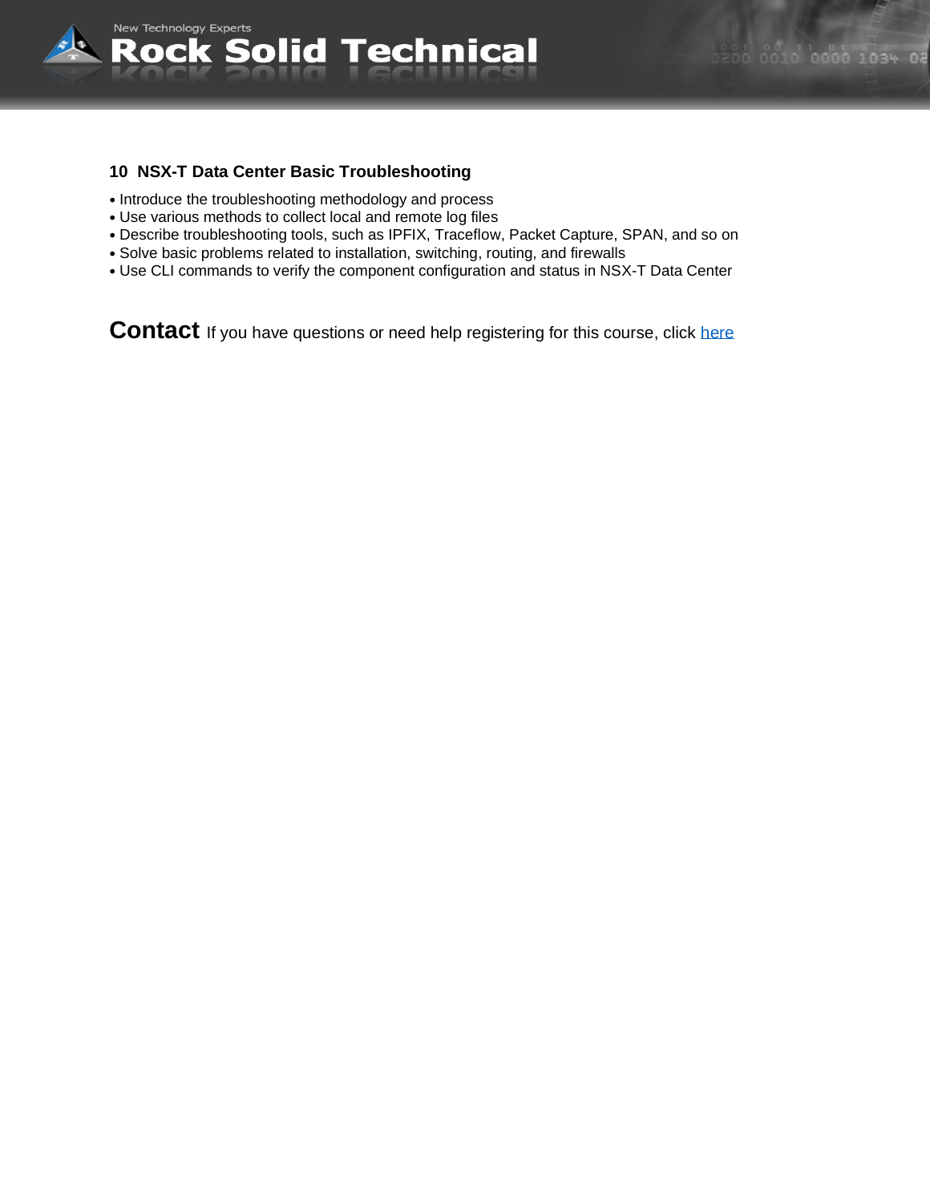### 10 NSX-T Data Center Basic Troubleshooting

- Introduce the troubleshooting methodology and process
- Use various methods to collect local and remote log files
- Describe troubleshooting tools, such as IPFIX, Traceflow, Packet Capture, SPAN, and so on
- Solve basic problems related to installation, switching, routing, and firewalls
- Use CLI commands to verify the component configuration and status in NSX-T Data Center

**Contact** If you have questions or need help registering for this course, click here